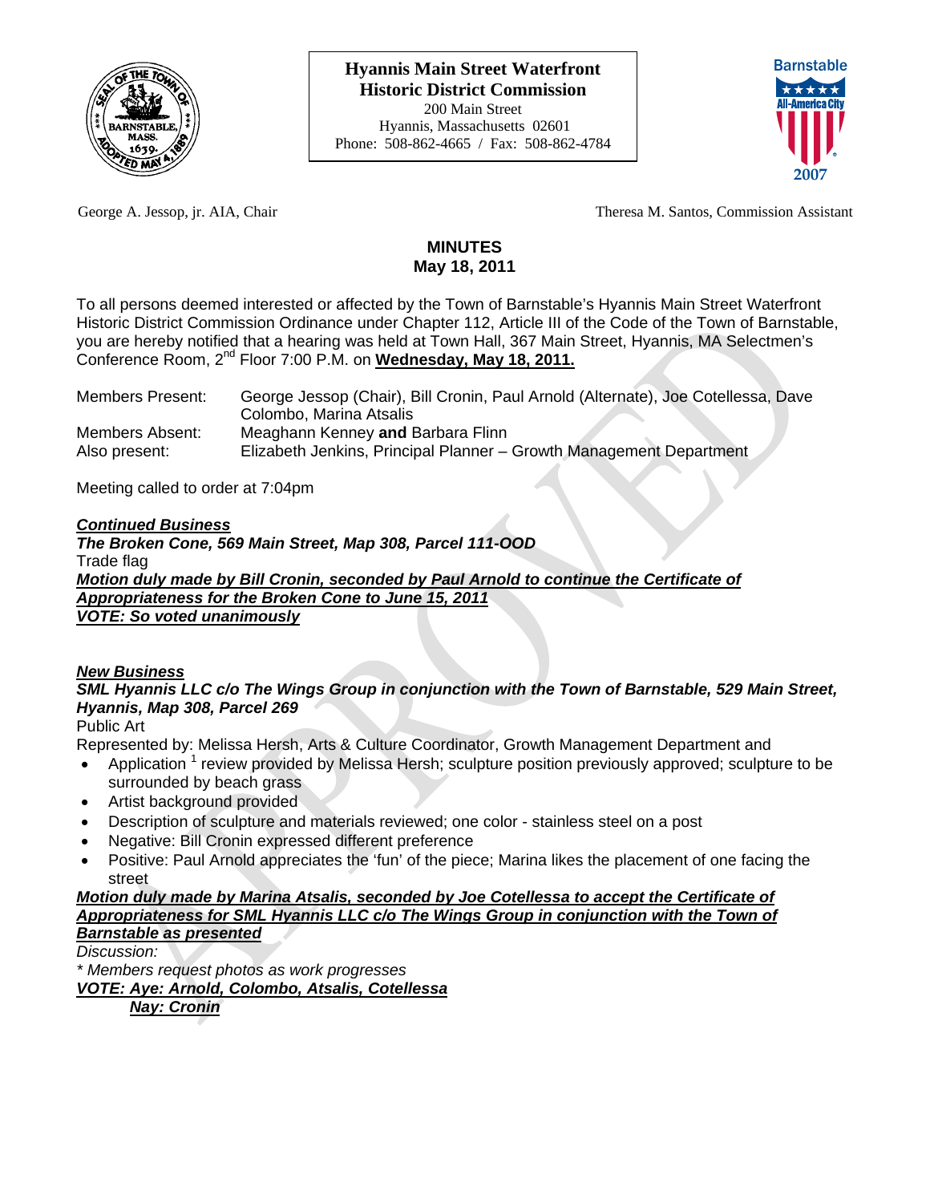**Hyannis Main Street Waterfront Historic District Commission**
200 Main Street
Hyannis, Massachusetts 02601
Phone: 508-862-4665 / Fax: 508-862-4784

George A. Jessop, jr. AIA, Chair — Theresa M. Santos, Commission Assistant

# MINUTES
## May 18, 2011

To all persons deemed interested or affected by the Town of Barnstable's Hyannis Main Street Waterfront Historic District Commission Ordinance under Chapter 112, Article III of the Code of the Town of Barnstable, you are hereby notified that a hearing was held at Town Hall, 367 Main Street, Hyannis, MA Selectmen's Conference Room, 2nd Floor 7:00 P.M. on **Wednesday, May 18, 2011.**

| | |
|---|---|
| Members Present: | George Jessop (Chair), Bill Cronin, Paul Arnold (Alternate), Joe Cotellessa, Dave Colombo, Marina Atsalis |
| Members Absent: | Meaghann Kenney **and** Barbara Flinn |
| Also present: | Elizabeth Jenkins, Principal Planner – Growth Management Department |

Meeting called to order at 7:04pm

***Continued Business***

***The Broken Cone, 569 Main Street, Map 308, Parcel 111-OOD***

Trade flag

***Motion duly made by Bill Cronin, seconded by Paul Arnold to continue the Certificate of Appropriateness for the Broken Cone to June 15, 2011***

***VOTE: So voted unanimously***

***New Business***

***SML Hyannis LLC c/o The Wings Group in conjunction with the Town of Barnstable, 529 Main Street, Hyannis, Map 308, Parcel 269***

Public Art

Represented by: Melissa Hersh, Arts & Culture Coordinator, Growth Management Department and

- Application [1] review provided by Melissa Hersh; sculpture position previously approved; sculpture to be surrounded by beach grass
- Artist background provided
- Description of sculpture and materials reviewed; one color - stainless steel on a post
- Negative: Bill Cronin expressed different preference
- Positive: Paul Arnold appreciates the 'fun' of the piece; Marina likes the placement of one facing the street

***Motion duly made by Marina Atsalis, seconded by Joe Cotellessa to accept the Certificate of Appropriateness for SML Hyannis LLC c/o The Wings Group in conjunction with the Town of Barnstable as presented***

*Discussion:*

*\* Members request photos as work progresses*

***VOTE: Aye: Arnold, Colombo, Atsalis, Cotellessa***

***Nay: Cronin***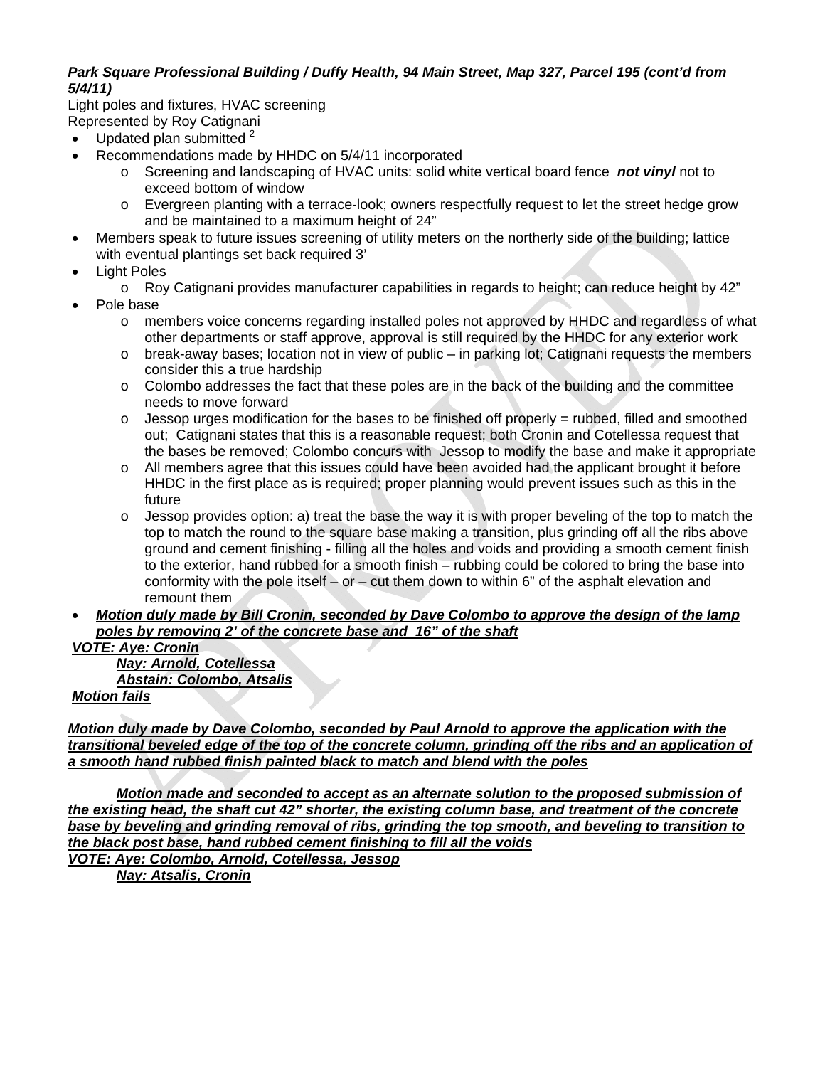***Park Square Professional Building / Duffy Health, 94 Main Street, Map 327, Parcel 195 (cont'd from 5/4/11)***

Light poles and fixtures, HVAC screening
Represented by Roy Catignani

- Updated plan submitted [2]
- Recommendations made by HHDC on 5/4/11 incorporated
  - Screening and landscaping of HVAC units: solid white vertical board fence ***not vinyl*** not to exceed bottom of window
  - Evergreen planting with a terrace-look; owners respectfully request to let the street hedge grow and be maintained to a maximum height of 24"
- Members speak to future issues screening of utility meters on the northerly side of the building; lattice with eventual plantings set back required 3'
- Light Poles
  - Roy Catignani provides manufacturer capabilities in regards to height; can reduce height by 42"
- Pole base
  - members voice concerns regarding installed poles not approved by HHDC and regardless of what other departments or staff approve, approval is still required by the HHDC for any exterior work
  - break-away bases; location not in view of public – in parking lot; Catignani requests the members consider this a true hardship
  - Colombo addresses the fact that these poles are in the back of the building and the committee needs to move forward
  - Jessop urges modification for the bases to be finished off properly = rubbed, filled and smoothed out; Catignani states that this is a reasonable request; both Cronin and Cotellessa request that the bases be removed; Colombo concurs with Jessop to modify the base and make it appropriate
  - All members agree that this issues could have been avoided had the applicant brought it before HHDC in the first place as is required; proper planning would prevent issues such as this in the future
  - Jessop provides option: a) treat the base the way it is with proper beveling of the top to match the top to match the round to the square base making a transition, plus grinding off all the ribs above ground and cement finishing - filling all the holes and voids and providing a smooth cement finish to the exterior, hand rubbed for a smooth finish – rubbing could be colored to bring the base into conformity with the pole itself – or – cut them down to within 6" of the asphalt elevation and remount them
- ***Motion duly made by Bill Cronin, seconded by Dave Colombo to approve the design of the lamp poles by removing 2' of the concrete base and 16" of the shaft***

***VOTE: Aye: Cronin***
***Nay: Arnold, Cotellessa***
***Abstain: Colombo, Atsalis***
***Motion fails***

***Motion duly made by Dave Colombo, seconded by Paul Arnold to approve the application with the transitional beveled edge of the top of the concrete column, grinding off the ribs and an application of a smooth hand rubbed finish painted black to match and blend with the poles***

***Motion made and seconded to accept as an alternate solution to the proposed submission of the existing head, the shaft cut 42" shorter, the existing column base, and treatment of the concrete base by beveling and grinding removal of ribs, grinding the top smooth, and beveling to transition to the black post base, hand rubbed cement finishing to fill all the voids***
***VOTE: Aye: Colombo, Arnold, Cotellessa, Jessop***
***Nay: Atsalis, Cronin***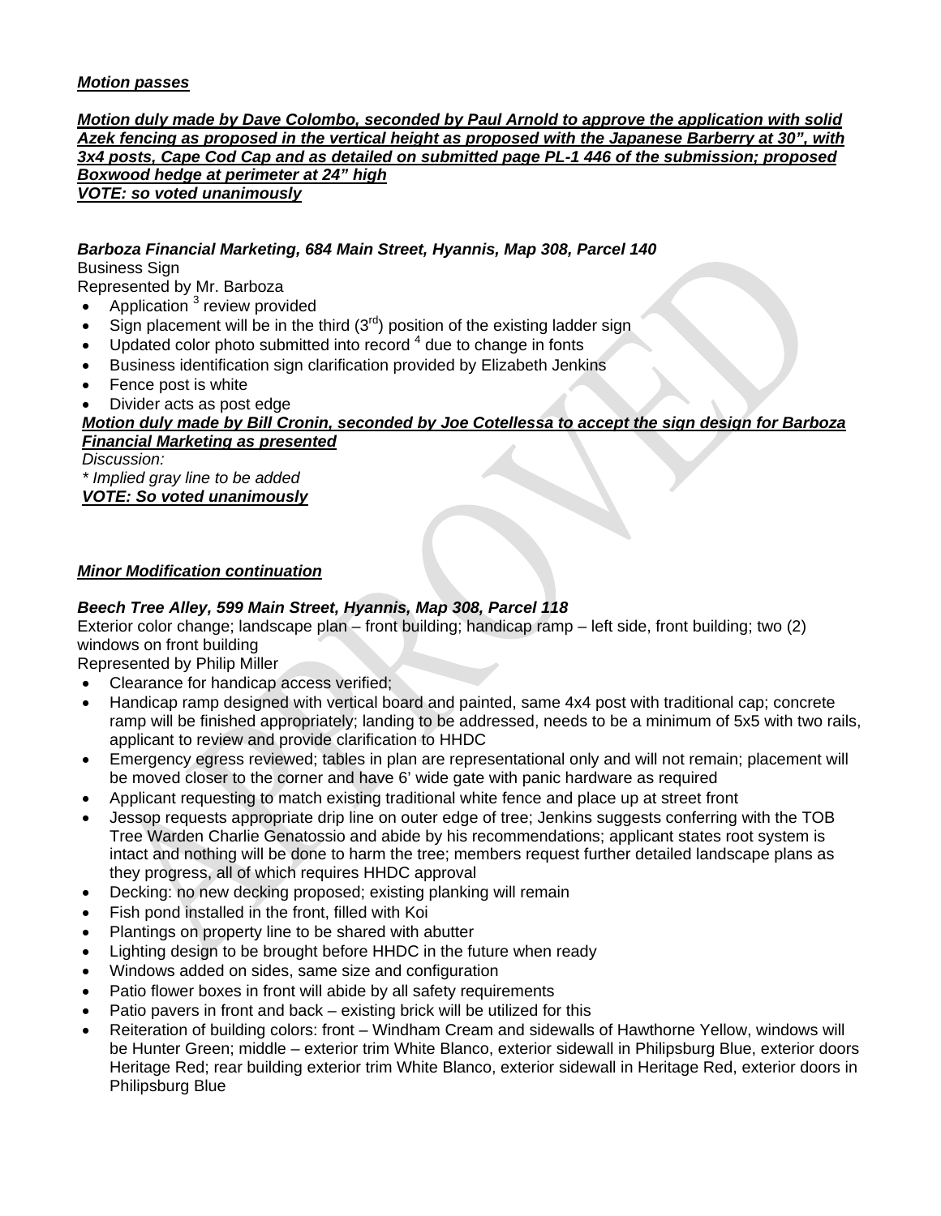***Motion passes***

***Motion duly made by Dave Colombo, seconded by Paul Arnold to approve the application with solid Azek fencing as proposed in the vertical height as proposed with the Japanese Barberry at 30", with 3x4 posts, Cape Cod Cap and as detailed on submitted page PL-1 446 of the submission; proposed Boxwood hedge at perimeter at 24" high***
***VOTE: so voted unanimously***

***Barboza Financial Marketing, 684 Main Street, Hyannis, Map 308, Parcel 140***
Business Sign
Represented by Mr. Barboza

- Application [3] review provided
- Sign placement will be in the third (3rd) position of the existing ladder sign
- Updated color photo submitted into record [4] due to change in fonts
- Business identification sign clarification provided by Elizabeth Jenkins
- Fence post is white
- Divider acts as post edge

***Motion duly made by Bill Cronin, seconded by Joe Cotellessa to accept the sign design for Barboza Financial Marketing as presented***
*Discussion:*
*\* Implied gray line to be added*
***VOTE: So voted unanimously***

***Minor Modification continuation***

***Beech Tree Alley, 599 Main Street, Hyannis, Map 308, Parcel 118***
Exterior color change; landscape plan – front building; handicap ramp – left side, front building; two (2) windows on front building
Represented by Philip Miller

- Clearance for handicap access verified;
- Handicap ramp designed with vertical board and painted, same 4x4 post with traditional cap; concrete ramp will be finished appropriately; landing to be addressed, needs to be a minimum of 5x5 with two rails, applicant to review and provide clarification to HHDC
- Emergency egress reviewed; tables in plan are representational only and will not remain; placement will be moved closer to the corner and have 6' wide gate with panic hardware as required
- Applicant requesting to match existing traditional white fence and place up at street front
- Jessop requests appropriate drip line on outer edge of tree; Jenkins suggests conferring with the TOB Tree Warden Charlie Genatossio and abide by his recommendations; applicant states root system is intact and nothing will be done to harm the tree; members request further detailed landscape plans as they progress, all of which requires HHDC approval
- Decking: no new decking proposed; existing planking will remain
- Fish pond installed in the front, filled with Koi
- Plantings on property line to be shared with abutter
- Lighting design to be brought before HHDC in the future when ready
- Windows added on sides, same size and configuration
- Patio flower boxes in front will abide by all safety requirements
- Patio pavers in front and back – existing brick will be utilized for this
- Reiteration of building colors: front – Windham Cream and sidewalls of Hawthorne Yellow, windows will be Hunter Green; middle – exterior trim White Blanco, exterior sidewall in Philipsburg Blue, exterior doors Heritage Red; rear building exterior trim White Blanco, exterior sidewall in Heritage Red, exterior doors in Philipsburg Blue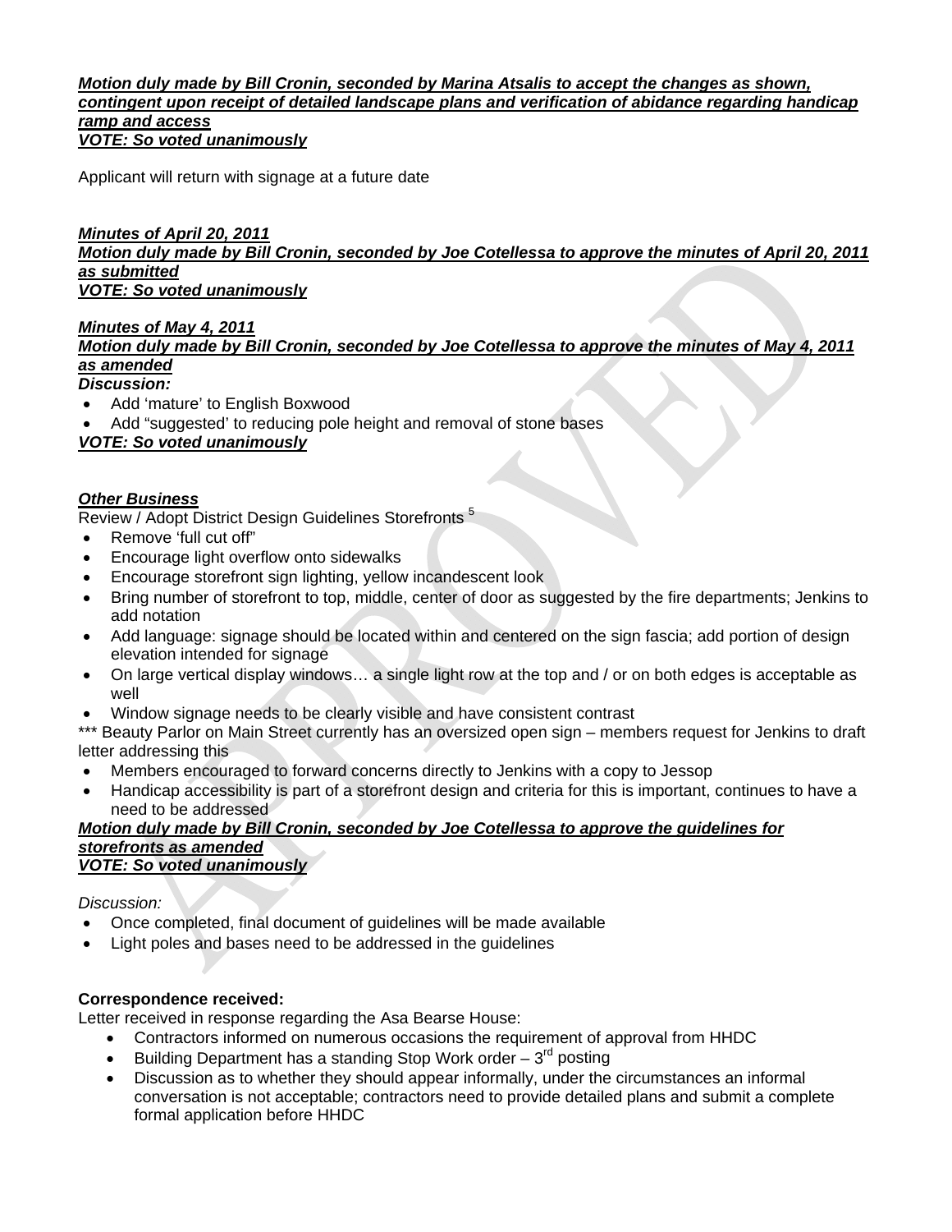***Motion duly made by Bill Cronin, seconded by Marina Atsalis to accept the changes as shown, contingent upon receipt of detailed landscape plans and verification of abidance regarding handicap ramp and access***
***VOTE: So voted unanimously***

Applicant will return with signage at a future date

***Minutes of April 20, 2011***
***Motion duly made by Bill Cronin, seconded by Joe Cotellessa to approve the minutes of April 20, 2011 as submitted***
***VOTE: So voted unanimously***

***Minutes of May 4, 2011***
***Motion duly made by Bill Cronin, seconded by Joe Cotellessa to approve the minutes of May 4, 2011 as amended***
***Discussion:***

- Add ‘mature’ to English Boxwood
- Add “suggested’ to reducing pole height and removal of stone bases

***VOTE: So voted unanimously***

***Other Business***
Review / Adopt District Design Guidelines Storefronts [5]

- Remove ‘full cut off”
- Encourage light overflow onto sidewalks
- Encourage storefront sign lighting, yellow incandescent look
- Bring number of storefront to top, middle, center of door as suggested by the fire departments; Jenkins to add notation
- Add language: signage should be located within and centered on the sign fascia; add portion of design elevation intended for signage
- On large vertical display windows… a single light row at the top and / or on both edges is acceptable as well
- Window signage needs to be clearly visible and have consistent contrast

*** Beauty Parlor on Main Street currently has an oversized open sign – members request for Jenkins to draft letter addressing this

- Members encouraged to forward concerns directly to Jenkins with a copy to Jessop
- Handicap accessibility is part of a storefront design and criteria for this is important, continues to have a need to be addressed

***Motion duly made by Bill Cronin, seconded by Joe Cotellessa to approve the guidelines for storefronts as amended***
***VOTE: So voted unanimously***

*Discussion:*

- Once completed, final document of guidelines will be made available
- Light poles and bases need to be addressed in the guidelines

**Correspondence received:**
Letter received in response regarding the Asa Bearse House:

- Contractors informed on numerous occasions the requirement of approval from HHDC
- Building Department has a standing Stop Work order – 3rd posting
- Discussion as to whether they should appear informally, under the circumstances an informal conversation is not acceptable; contractors need to provide detailed plans and submit a complete formal application before HHDC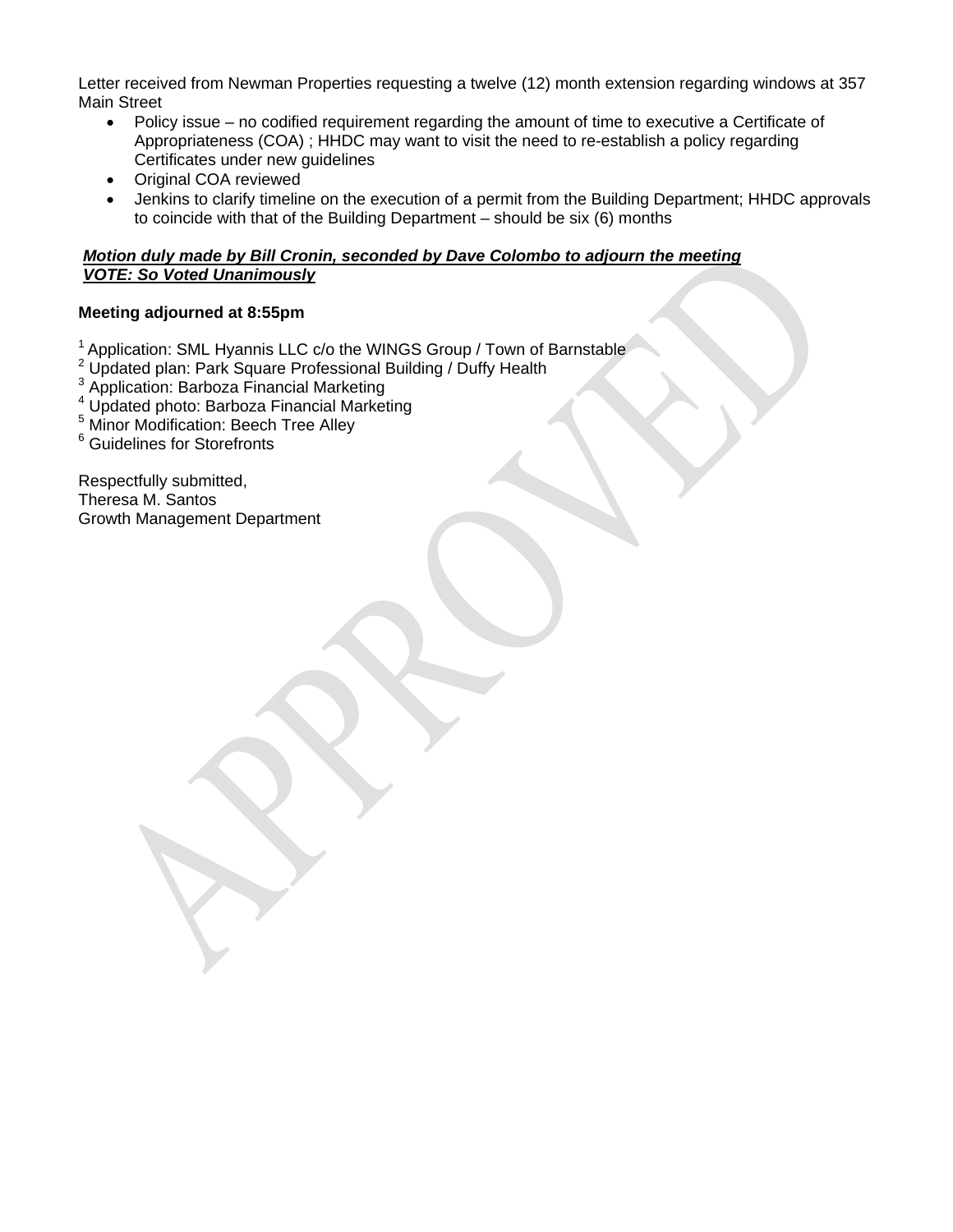Letter received from Newman Properties requesting a twelve (12) month extension regarding windows at 357 Main Street

- Policy issue – no codified requirement regarding the amount of time to executive a Certificate of Appropriateness (COA) ; HHDC may want to visit the need to re-establish a policy regarding Certificates under new guidelines
- Original COA reviewed
- Jenkins to clarify timeline on the execution of a permit from the Building Department; HHDC approvals to coincide with that of the Building Department – should be six (6) months

***Motion duly made by Bill Cronin, seconded by Dave Colombo to adjourn the meeting***
***VOTE: So Voted Unanimously***

**Meeting adjourned at 8:55pm**

[1] Application: SML Hyannis LLC c/o the WINGS Group / Town of Barnstable
[2] Updated plan: Park Square Professional Building / Duffy Health
[3] Application: Barboza Financial Marketing
[4] Updated photo: Barboza Financial Marketing
[5] Minor Modification: Beech Tree Alley
[6] Guidelines for Storefronts

Respectfully submitted,
Theresa M. Santos
Growth Management Department